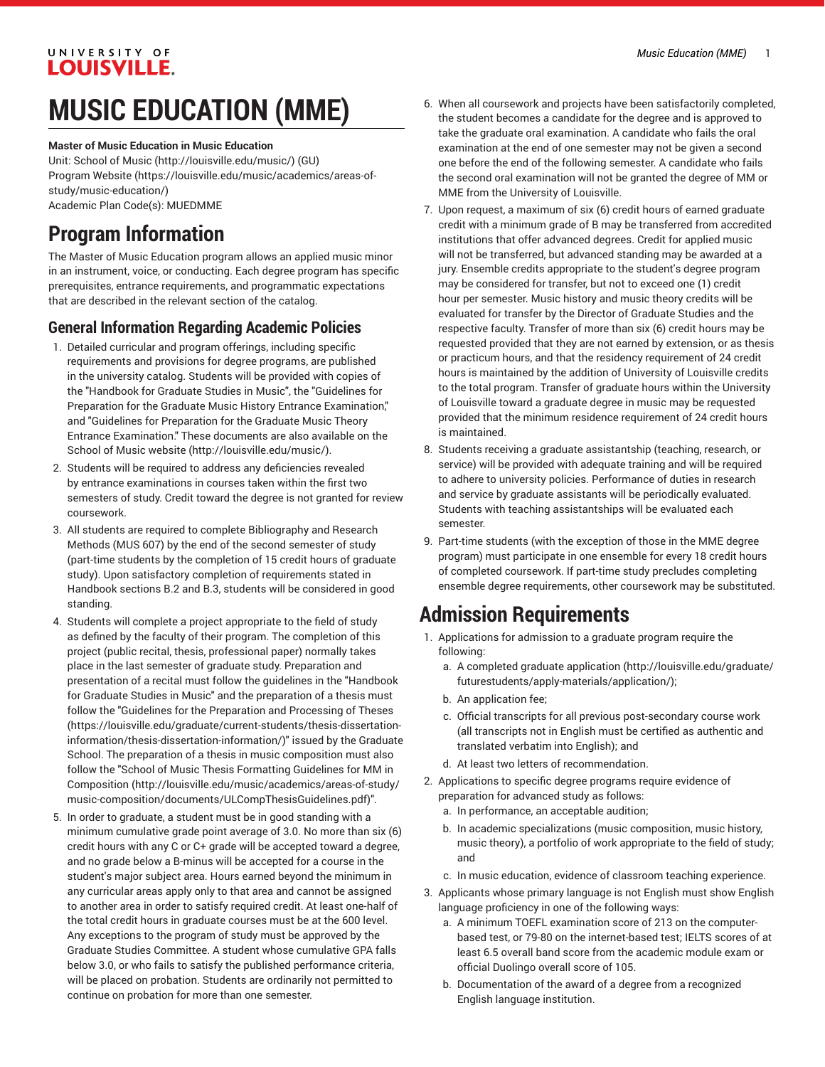# MUSIC EDUCATION (MME)

**Master of Music Education in Music Education**

Unit: School of Music (http://louisville.edu/music/) (GU)
Program Website (https://louisville.edu/music/academics/areas-of-study/music-education/)
Academic Plan Code(s): MUEDMME

## Program Information

The Master of Music Education program allows an applied music minor in an instrument, voice, or conducting. Each degree program has specific prerequisites, entrance requirements, and programmatic expectations that are described in the relevant section of the catalog.

### General Information Regarding Academic Policies

1. Detailed curricular and program offerings, including specific requirements and provisions for degree programs, are published in the university catalog. Students will be provided with copies of the "Handbook for Graduate Studies in Music", the "Guidelines for Preparation for the Graduate Music History Entrance Examination," and "Guidelines for Preparation for the Graduate Music Theory Entrance Examination." These documents are also available on the School of Music website (http://louisville.edu/music/).
2. Students will be required to address any deficiencies revealed by entrance examinations in courses taken within the first two semesters of study. Credit toward the degree is not granted for review coursework.
3. All students are required to complete Bibliography and Research Methods (MUS 607) by the end of the second semester of study (part-time students by the completion of 15 credit hours of graduate study). Upon satisfactory completion of requirements stated in Handbook sections B.2 and B.3, students will be considered in good standing.
4. Students will complete a project appropriate to the field of study as defined by the faculty of their program. The completion of this project (public recital, thesis, professional paper) normally takes place in the last semester of graduate study. Preparation and presentation of a recital must follow the guidelines in the "Handbook for Graduate Studies in Music" and the preparation of a thesis must follow the "Guidelines for the Preparation and Processing of Theses (https://louisville.edu/graduate/current-students/thesis-dissertation-information/thesis-dissertation-information/)" issued by the Graduate School. The preparation of a thesis in music composition must also follow the "School of Music Thesis Formatting Guidelines for MM in Composition (http://louisville.edu/music/academics/areas-of-study/music-composition/documents/ULCompThesisGuidelines.pdf)".
5. In order to graduate, a student must be in good standing with a minimum cumulative grade point average of 3.0. No more than six (6) credit hours with any C or C+ grade will be accepted toward a degree, and no grade below a B-minus will be accepted for a course in the student's major subject area. Hours earned beyond the minimum in any curricular areas apply only to that area and cannot be assigned to another area in order to satisfy required credit. At least one-half of the total credit hours in graduate courses must be at the 600 level. Any exceptions to the program of study must be approved by the Graduate Studies Committee. A student whose cumulative GPA falls below 3.0, or who fails to satisfy the published performance criteria, will be placed on probation. Students are ordinarily not permitted to continue on probation for more than one semester.
6. When all coursework and projects have been satisfactorily completed, the student becomes a candidate for the degree and is approved to take the graduate oral examination. A candidate who fails the oral examination at the end of one semester may not be given a second one before the end of the following semester. A candidate who fails the second oral examination will not be granted the degree of MM or MME from the University of Louisville.
7. Upon request, a maximum of six (6) credit hours of earned graduate credit with a minimum grade of B may be transferred from accredited institutions that offer advanced degrees. Credit for applied music will not be transferred, but advanced standing may be awarded at a jury. Ensemble credits appropriate to the student's degree program may be considered for transfer, but not to exceed one (1) credit hour per semester. Music history and music theory credits will be evaluated for transfer by the Director of Graduate Studies and the respective faculty. Transfer of more than six (6) credit hours may be requested provided that they are not earned by extension, or as thesis or practicum hours, and that the residency requirement of 24 credit hours is maintained by the addition of University of Louisville credits to the total program. Transfer of graduate hours within the University of Louisville toward a graduate degree in music may be requested provided that the minimum residence requirement of 24 credit hours is maintained.
8. Students receiving a graduate assistantship (teaching, research, or service) will be provided with adequate training and will be required to adhere to university policies. Performance of duties in research and service by graduate assistants will be periodically evaluated. Students with teaching assistantships will be evaluated each semester.
9. Part-time students (with the exception of those in the MME degree program) must participate in one ensemble for every 18 credit hours of completed coursework. If part-time study precludes completing ensemble degree requirements, other coursework may be substituted.

## Admission Requirements

1. Applications for admission to a graduate program require the following:
   a. A completed graduate application (http://louisville.edu/graduate/futurestudents/apply-materials/application/);
   b. An application fee;
   c. Official transcripts for all previous post-secondary course work (all transcripts not in English must be certified as authentic and translated verbatim into English); and
   d. At least two letters of recommendation.
2. Applications to specific degree programs require evidence of preparation for advanced study as follows:
   a. In performance, an acceptable audition;
   b. In academic specializations (music composition, music history, music theory), a portfolio of work appropriate to the field of study; and
   c. In music education, evidence of classroom teaching experience.
3. Applicants whose primary language is not English must show English language proficiency in one of the following ways:
   a. A minimum TOEFL examination score of 213 on the computer-based test, or 79-80 on the internet-based test; IELTS scores of at least 6.5 overall band score from the academic module exam or official Duolingo overall score of 105.
   b. Documentation of the award of a degree from a recognized English language institution.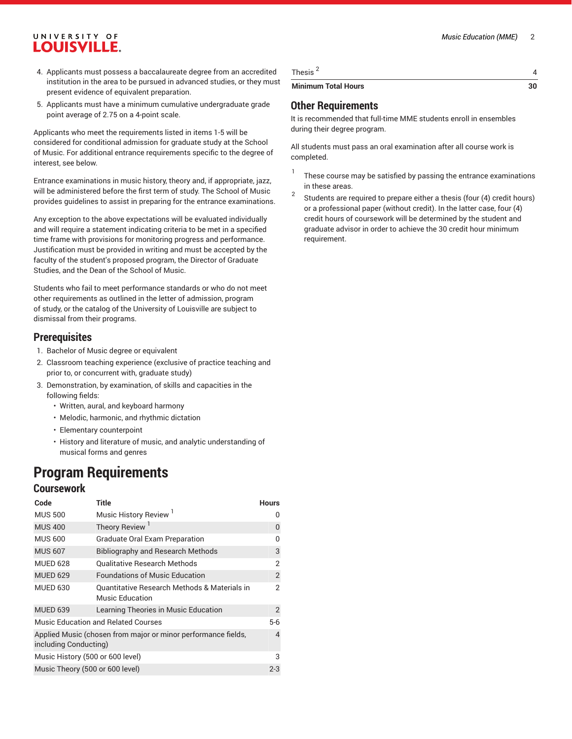4. Applicants must possess a baccalaureate degree from an accredited institution in the area to be pursued in advanced studies, or they must present evidence of equivalent preparation.
5. Applicants must have a minimum cumulative undergraduate grade point average of 2.75 on a 4-point scale.

Applicants who meet the requirements listed in items 1-5 will be considered for conditional admission for graduate study at the School of Music. For additional entrance requirements specific to the degree of interest, see below.

Entrance examinations in music history, theory and, if appropriate, jazz, will be administered before the first term of study. The School of Music provides guidelines to assist in preparing for the entrance examinations.

Any exception to the above expectations will be evaluated individually and will require a statement indicating criteria to be met in a specified time frame with provisions for monitoring progress and performance. Justification must be provided in writing and must be accepted by the faculty of the student's proposed program, the Director of Graduate Studies, and the Dean of the School of Music.

Students who fail to meet performance standards or who do not meet other requirements as outlined in the letter of admission, program of study, or the catalog of the University of Louisville are subject to dismissal from their programs.

## Prerequisites

1. Bachelor of Music degree or equivalent
2. Classroom teaching experience (exclusive of practice teaching and prior to, or concurrent with, graduate study)
3. Demonstration, by examination, of skills and capacities in the following fields:
   - Written, aural, and keyboard harmony
   - Melodic, harmonic, and rhythmic dictation
   - Elementary counterpoint
   - History and literature of music, and analytic understanding of musical forms and genres

# Program Requirements

## Coursework

| Code | Title | Hours |
|---|---|---|
| MUS 500 | Music History Review [1] | 0 |
| MUS 400 | Theory Review [1] | 0 |
| MUS 600 | Graduate Oral Exam Preparation | 0 |
| MUS 607 | Bibliography and Research Methods | 3 |
| MUED 628 | Qualitative Research Methods | 2 |
| MUED 629 | Foundations of Music Education | 2 |
| MUED 630 | Quantitative Research Methods & Materials in Music Education | 2 |
| MUED 639 | Learning Theories in Music Education | 2 |
| Music Education and Related Courses | | 5-6 |
| Applied Music (chosen from major or minor performance fields, including Conducting) | | 4 |
| Music History (500 or 600 level) | | 3 |
| Music Theory (500 or 600 level) | | 2-3 |
| Thesis [2] | | 4 |
| **Minimum Total Hours** | | **30** |

## Other Requirements

It is recommended that full-time MME students enroll in ensembles during their degree program.

All students must pass an oral examination after all course work is completed.

1. These course may be satisfied by passing the entrance examinations in these areas.
2. Students are required to prepare either a thesis (four (4) credit hours) or a professional paper (without credit). In the latter case, four (4) credit hours of coursework will be determined by the student and graduate advisor in order to achieve the 30 credit hour minimum requirement.